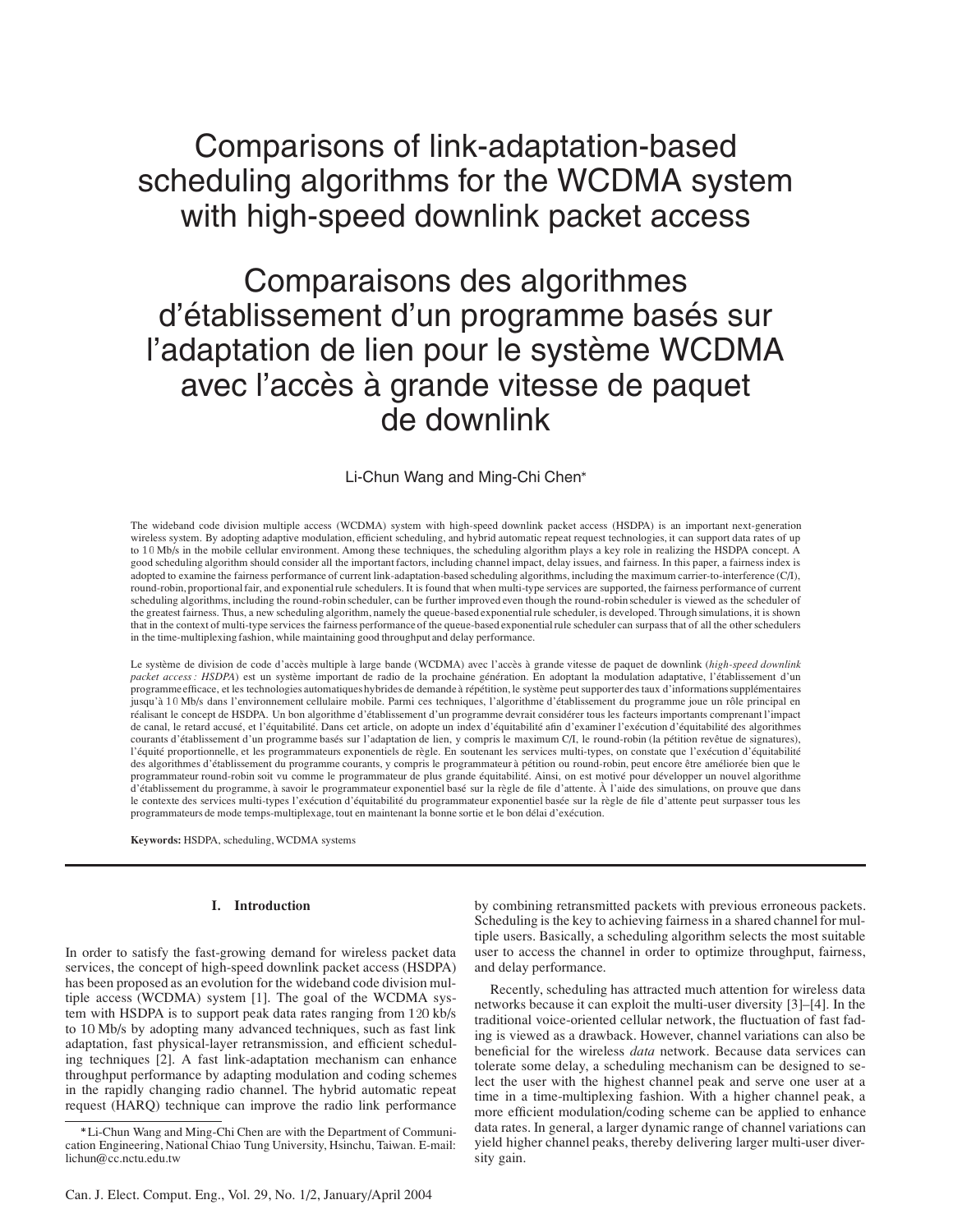# Comparisons of link-adaptation-based scheduling algorithms for the WCDMA system with high-speed downlink packet access

# Comparaisons des algorithmes d'établissement d'un programme basés sur l'adaptation de lien pour le système WCDMA avec l'accès à grande vitesse de paquet de downlink

Li-Chun Wang and Ming-Chi Chen*

The wideband code division multiple access (WCDMA) system with high-speed downlink packet access (HSDPA) is an important next-generation wireless system. By adopting adaptive modulation, efficient scheduling, and hybrid automatic repeat request technologies, it can support data rates of up to 10 Mb/s in the mobile cellular environment. Among these techniques, the scheduling algorithm plays a key role in realizing the HSDPA concept. A good scheduling algorithm should consider all the important factors, including channel impact, delay issues, and fairness. In this paper, a fairness index is adopted to examine the fairness performance of current link-adaptation-based scheduling algorithms, including the maximum carrier-to-interference (C/I), round-robin, proportional fair, and exponential rule schedulers. It is found that when multi-type services are supported, the fairness performance of current scheduling algorithms, including the round-robin scheduler, can be further improved even though the round-robin scheduler is viewed as the scheduler of the greatest fairness. Thus, a new scheduling algorithm, namely the queue-based exponential rule scheduler, is developed. Through simulations, it is shown that in the context of multi-type services the fairness performance of the queue-based exponential rule scheduler can surpass that of all the other schedulers in the time-multiplexing fashion, while maintaining good throughput and delay performance.

Le système de division de code d'accès multiple à large bande (WCDMA) avec l'accès à grande vitesse de paquet de downlink (*high-speed downlink packet access : HSDPA*) est un système important de radio de la prochaine génération. En adoptant la modulation adaptative, l'établissement d'un programme efficace, et les technologies automatiques hybrides de demande à répétition, le système peut supporter des taux d'informations supplémentaires jusqu'à 10 Mb/s dans l'environnement cellulaire mobile. Parmi ces techniques, l'algorithme d'établissement du programme joue un rôle principal en réalisant le concept de HSDPA. Un bon algorithme d'établissement d'un programme devrait considérer tous les facteurs importants comprenant l'impact de canal, le retard accusé, et l'équitabilité. Dans cet article, on adopte un index d'équitabilité afin d'examiner l'exécution d'équitabilité des algorithmes courants d'établissement d'un programme basés sur l'adaptation de lien, y compris le maximum C/I, le round-robin (la pétition revêtue de signatures), l'équité proportionnelle, et les programmateurs exponentiels de règle. En soutenant les services multi-types, on constate que l'exécution d'équitabilité des algorithmes d'établissement du programme courants, y compris le programmateur à pétition ou round-robin, peut encore être améliorée bien que le programmateur round-robin soit vu comme le programmateur de plus grande équitabilité. Ainsi, on est motivé pour développer un nouvel algorithme d'établissement du programme, à savoir le programmateur exponentiel basé sur la règle de file d'attente. À l'aide des simulations, on prouve que dans le contexte des services multi-types l'exécution d'équitabilité du programmateur exponentiel basée sur la règle de file d'attente peut surpasser tous les programmateurs de mode temps-multiplexage, tout en maintenant la bonne sortie et le bon délai d'exécution.

**Keywords:** HSDPA, scheduling, WCDMA systems

## I. Introduction

In order to satisfy the fast-growing demand for wireless packet data services, the concept of high-speed downlink packet access (HSDPA) has been proposed as an evolution for the wideband code division multiple access (WCDMA) system [1]. The goal of the WCDMA system with HSDPA is to support peak data rates ranging from 120 kb/s to 10 Mb/s by adopting many advanced techniques, such as fast link adaptation, fast physical-layer retransmission, and efficient scheduling techniques [2]. A fast link-adaptation mechanism can enhance throughput performance by adapting modulation and coding schemes in the rapidly changing radio channel. The hybrid automatic repeat request (HARQ) technique can improve the radio link performance by combining retransmitted packets with previous erroneous packets. Scheduling is the key to achieving fairness in a shared channel for multiple users. Basically, a scheduling algorithm selects the most suitable user to access the channel in order to optimize throughput, fairness, and delay performance.

Recently, scheduling has attracted much attention for wireless data networks because it can exploit the multi-user diversity [3]–[4]. In the traditional voice-oriented cellular network, the fluctuation of fast fading is viewed as a drawback. However, channel variations can also be beneficial for the wireless *data* network. Because data services can tolerate some delay, a scheduling mechanism can be designed to select the user with the highest channel peak and serve one user at a time in a time-multiplexing fashion. With a higher channel peak, a more efficient modulation/coding scheme can be applied to enhance data rates. In general, a larger dynamic range of channel variations can yield higher channel peaks, thereby delivering larger multi-user diversity gain.

*Li-Chun Wang and Ming-Chi Chen are with the Department of Communication Engineering, National Chiao Tung University, Hsinchu, Taiwan. E-mail: lichun@cc.nctu.edu.tw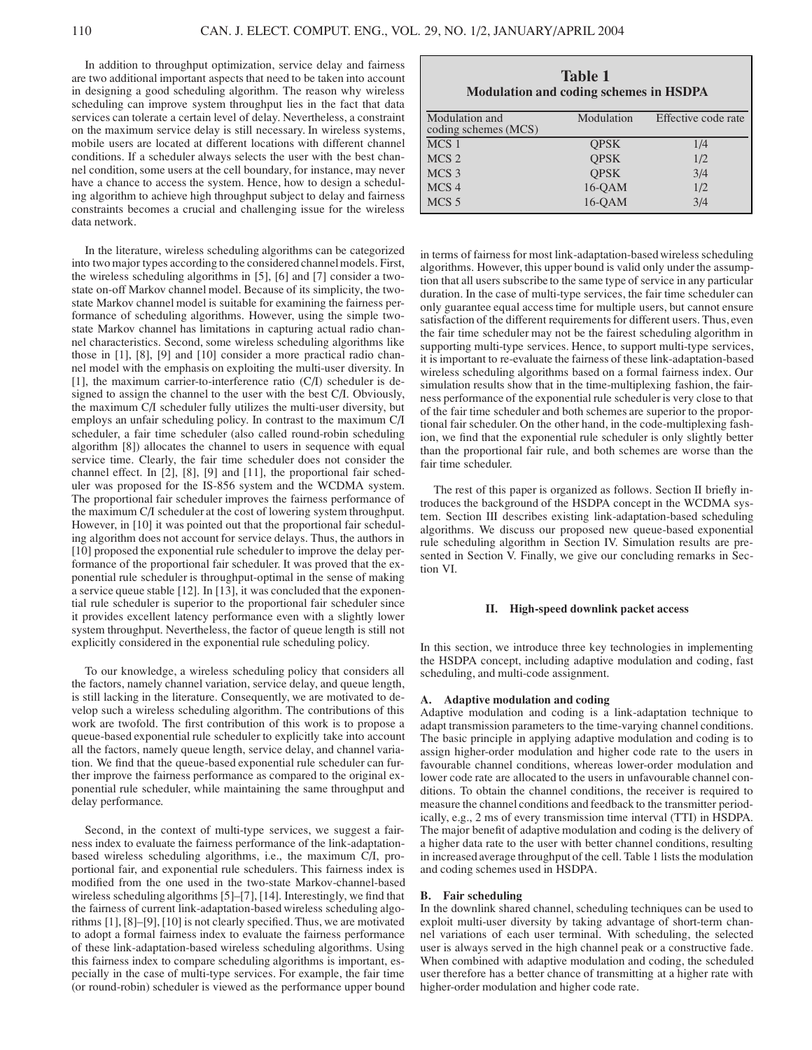In addition to throughput optimization, service delay and fairness are two additional important aspects that need to be taken into account in designing a good scheduling algorithm. The reason why wireless scheduling can improve system throughput lies in the fact that data services can tolerate a certain level of delay. Nevertheless, a constraint on the maximum service delay is still necessary. In wireless systems, mobile users are located at different locations with different channel conditions. If a scheduler always selects the user with the best channel condition, some users at the cell boundary, for instance, may never have a chance to access the system. Hence, how to design a scheduling algorithm to achieve high throughput subject to delay and fairness constraints becomes a crucial and challenging issue for the wireless data network.

In the literature, wireless scheduling algorithms can be categorized into two major types according to the considered channel models. First, the wireless scheduling algorithms in [5], [6] and [7] consider a two-state on-off Markov channel model. Because of its simplicity, the two-state Markov channel model is suitable for examining the fairness performance of scheduling algorithms. However, using the simple two-state Markov channel has limitations in capturing actual radio channel characteristics. Second, some wireless scheduling algorithms like those in [1], [8], [9] and [10] consider a more practical radio channel model with the emphasis on exploiting the multi-user diversity. In [1], the maximum carrier-to-interference ratio (C/I) scheduler is designed to assign the channel to the user with the best C/I. Obviously, the maximum C/I scheduler fully utilizes the multi-user diversity, but employs an unfair scheduling policy. In contrast to the maximum C/I scheduler, a fair time scheduler (also called round-robin scheduling algorithm [8]) allocates the channel to users in sequence with equal service time. Clearly, the fair time scheduler does not consider the channel effect. In [2], [8], [9] and [11], the proportional fair scheduler was proposed for the IS-856 system and the WCDMA system. The proportional fair scheduler improves the fairness performance of the maximum C/I scheduler at the cost of lowering system throughput. However, in [10] it was pointed out that the proportional fair scheduling algorithm does not account for service delays. Thus, the authors in [10] proposed the exponential rule scheduler to improve the delay performance of the proportional fair scheduler. It was proved that the exponential rule scheduler is throughput-optimal in the sense of making a service queue stable [12]. In [13], it was concluded that the exponential rule scheduler is superior to the proportional fair scheduler since it provides excellent latency performance even with a slightly lower system throughput. Nevertheless, the factor of queue length is still not explicitly considered in the exponential rule scheduling policy.

To our knowledge, a wireless scheduling policy that considers all the factors, namely channel variation, service delay, and queue length, is still lacking in the literature. Consequently, we are motivated to develop such a wireless scheduling algorithm. The contributions of this work are twofold. The first contribution of this work is to propose a queue-based exponential rule scheduler to explicitly take into account all the factors, namely queue length, service delay, and channel variation. We find that the queue-based exponential rule scheduler can further improve the fairness performance as compared to the original exponential rule scheduler, while maintaining the same throughput and delay performance.

Second, in the context of multi-type services, we suggest a fairness index to evaluate the fairness performance of the link-adaptation-based wireless scheduling algorithms, i.e., the maximum C/I, proportional fair, and exponential rule schedulers. This fairness index is modified from the one used in the two-state Markov-channel-based wireless scheduling algorithms [5]–[7], [14]. Interestingly, we find that the fairness of current link-adaptation-based wireless scheduling algorithms [1], [8]–[9], [10] is not clearly specified. Thus, we are motivated to adopt a formal fairness index to evaluate the fairness performance of these link-adaptation-based wireless scheduling algorithms. Using this fairness index to compare scheduling algorithms is important, especially in the case of multi-type services. For example, the fair time (or round-robin) scheduler is viewed as the performance upper bound in terms of fairness for most link-adaptation-based wireless scheduling algorithms. However, this upper bound is valid only under the assumption that all users subscribe to the same type of service in any particular duration. In the case of multi-type services, the fair time scheduler can only guarantee equal access time for multiple users, but cannot ensure satisfaction of the different requirements for different users. Thus, even the fair time scheduler may not be the fairest scheduling algorithm in supporting multi-type services. Hence, to support multi-type services, it is important to re-evaluate the fairness of these link-adaptation-based wireless scheduling algorithms based on a formal fairness index. Our simulation results show that in the time-multiplexing fashion, the fairness performance of the exponential rule scheduler is very close to that of the fair time scheduler and both schemes are superior to the proportional fair scheduler. On the other hand, in the code-multiplexing fashion, we find that the exponential rule scheduler is only slightly better than the proportional fair rule, and both schemes are worse than the fair time scheduler.

The rest of this paper is organized as follows. Section II briefly introduces the background of the HSDPA concept in the WCDMA system. Section III describes existing link-adaptation-based scheduling algorithms. We discuss our proposed new queue-based exponential rule scheduling algorithm in Section IV. Simulation results are presented in Section V. Finally, we give our concluding remarks in Section VI.

## II. High-speed downlink packet access

In this section, we introduce three key technologies in implementing the HSDPA concept, including adaptive modulation and coding, fast scheduling, and multi-code assignment.

### A. Adaptive modulation and coding

Adaptive modulation and coding is a link-adaptation technique to adapt transmission parameters to the time-varying channel conditions. The basic principle in applying adaptive modulation and coding is to assign higher-order modulation and higher code rate to the users in favourable channel conditions, whereas lower-order modulation and lower code rate are allocated to the users in unfavourable channel conditions. To obtain the channel conditions, the receiver is required to measure the channel conditions and feedback to the transmitter periodically, e.g., 2 ms of every transmission time interval (TTI) in HSDPA. The major benefit of adaptive modulation and coding is the delivery of a higher data rate to the user with better channel conditions, resulting in increased average throughput of the cell. Table 1 lists the modulation and coding schemes used in HSDPA.

**Table 1**
**Modulation and coding schemes in HSDPA**

| Modulation and coding schemes (MCS) | Modulation | Effective code rate |
|---|---|---|
| MCS 1 | QPSK | 1/4 |
| MCS 2 | QPSK | 1/2 |
| MCS 3 | QPSK | 3/4 |
| MCS 4 | 16-QAM | 1/2 |
| MCS 5 | 16-QAM | 3/4 |

### B. Fair scheduling

In the downlink shared channel, scheduling techniques can be used to exploit multi-user diversity by taking advantage of short-term channel variations of each user terminal. With scheduling, the selected user is always served in the high channel peak or a constructive fade. When combined with adaptive modulation and coding, the scheduled user therefore has a better chance of transmitting at a higher rate with higher-order modulation and higher code rate.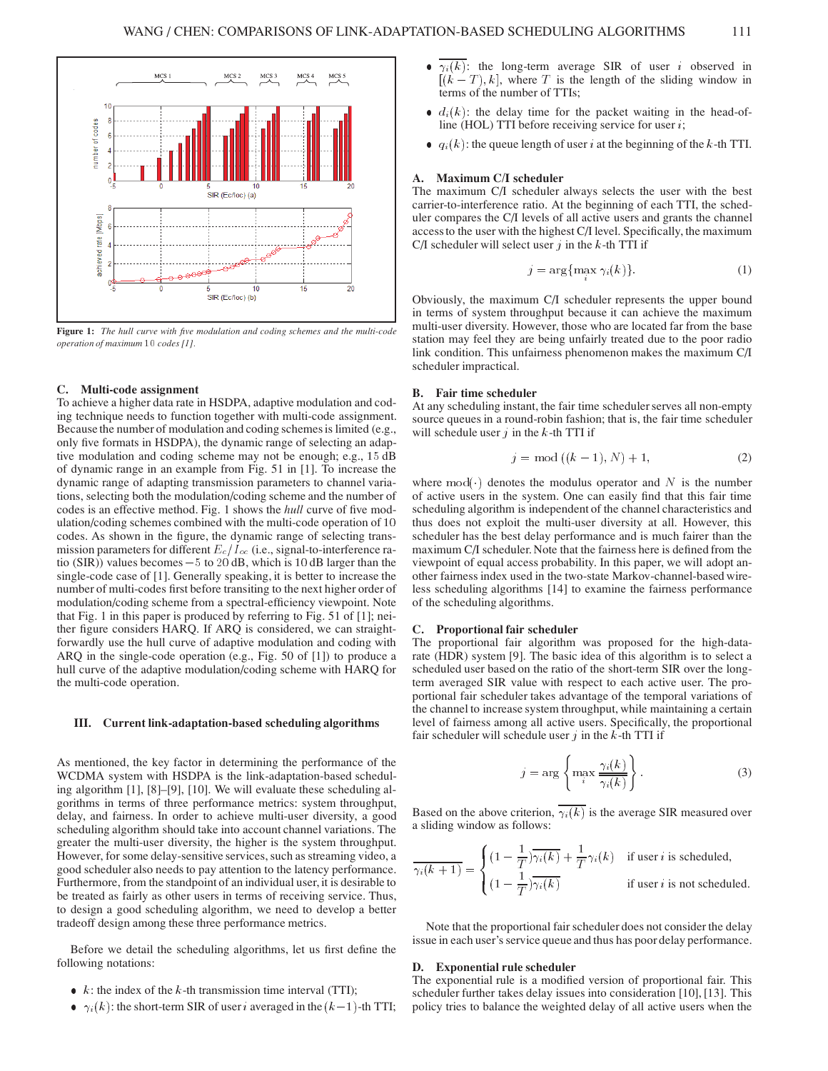Figure 1: *The hull curve with five modulation and coding schemes and the multi-code operation of maximum* $10$ *codes [1].*

### C. Multi-code assignment

To achieve a higher data rate in HSDPA, adaptive modulation and coding technique needs to function together with multi-code assignment. Because the number of modulation and coding schemes is limited (e.g., only five formats in HSDPA), the dynamic range of selecting an adaptive modulation and coding scheme may not be enough; e.g., $15$ dB of dynamic range in an example from Fig. 51 in [1]. To increase the dynamic range of adapting transmission parameters to channel variations, selecting both the modulation/coding scheme and the number of codes is an effective method. Fig. 1 shows the *hull* curve of five modulation/coding schemes combined with the multi-code operation of $10$ codes. As shown in the figure, the dynamic range of selecting transmission parameters for different $E_c/I_{oc}$ (i.e., signal-to-interference ratio (SIR)) values becomes $-5$ to $20$ dB, which is $10$ dB larger than the single-code case of [1]. Generally speaking, it is better to increase the number of multi-codes first before transiting to the next higher order of modulation/coding scheme from a spectral-efficiency viewpoint. Note that Fig. 1 in this paper is produced by referring to Fig. 51 of [1]; neither figure considers HARQ. If ARQ is considered, we can straightforwardly use the hull curve of adaptive modulation and coding with ARQ in the single-code operation (e.g., Fig. 50 of [1]) to produce a hull curve of the adaptive modulation/coding scheme with HARQ for the multi-code operation.

## III. Current link-adaptation-based scheduling algorithms

As mentioned, the key factor in determining the performance of the WCDMA system with HSDPA is the link-adaptation-based scheduling algorithm [1], [8]–[9], [10]. We will evaluate these scheduling algorithms in terms of three performance metrics: system throughput, delay, and fairness. In order to achieve multi-user diversity, a good scheduling algorithm should take into account channel variations. The greater the multi-user diversity, the higher is the system throughput. However, for some delay-sensitive services, such as streaming video, a good scheduler also needs to pay attention to the latency performance. Furthermore, from the standpoint of an individual user, it is desirable to be treated as fairly as other users in terms of receiving service. Thus, to design a good scheduling algorithm, we need to develop a better tradeoff design among these three performance metrics.

Before we detail the scheduling algorithms, let us first define the following notations:

- $k$: the index of the $k$-th transmission time interval (TTI);
- $\gamma_i(k)$: the short-term SIR of user $i$ averaged in the $(k-1)$-th TTI;
- $\overline{\gamma_i(k)}$: the long-term average SIR of user $i$ observed in $[(k-T),k]$, where $T$ is the length of the sliding window in terms of the number of TTIs;
- $d_i(k)$: the delay time for the packet waiting in the head-of-line (HOL) TTI before receiving service for user $i$;
- $q_i(k)$: the queue length of user $i$ at the beginning of the $k$-th TTI.

### A. Maximum C/I scheduler

The maximum C/I scheduler always selects the user with the best carrier-to-interference ratio. At the beginning of each TTI, the scheduler compares the C/I levels of all active users and grants the channel access to the user with the highest C/I level. Specifically, the maximum C/I scheduler will select user $j$ in the $k$-th TTI if

$$j = \arg\{\max_i \gamma_i(k)\}. \tag{1}$$

Obviously, the maximum C/I scheduler represents the upper bound in terms of system throughput because it can achieve the maximum multi-user diversity. However, those who are located far from the base station may feel they are being unfairly treated due to the poor radio link condition. This unfairness phenomenon makes the maximum C/I scheduler impractical.

### B. Fair time scheduler

At any scheduling instant, the fair time scheduler serves all non-empty source queues in a round-robin fashion; that is, the fair time scheduler will schedule user $j$ in the $k$-th TTI if

$$j = \bmod((k-1), N) + 1, \tag{2}$$

where $\bmod(\cdot)$ denotes the modulus operator and $N$ is the number of active users in the system. One can easily find that this fair time scheduling algorithm is independent of the channel characteristics and thus does not exploit the multi-user diversity at all. However, this scheduler has the best delay performance and is much fairer than the maximum C/I scheduler. Note that the fairness here is defined from the viewpoint of equal access probability. In this paper, we will adopt another fairness index used in the two-state Markov-channel-based wireless scheduling algorithms [14] to examine the fairness performance of the scheduling algorithms.

### C. Proportional fair scheduler

The proportional fair algorithm was proposed for the high-data-rate (HDR) system [9]. The basic idea of this algorithm is to select a scheduled user based on the ratio of the short-term SIR over the long-term averaged SIR value with respect to each active user. The proportional fair scheduler takes advantage of the temporal variations of the channel to increase system throughput, while maintaining a certain level of fairness among all active users. Specifically, the proportional fair scheduler will schedule user $j$ in the $k$-th TTI if

$$j = \arg\left\{\max_i \frac{\gamma_i(k)}{\overline{\gamma_i(k)}}\right\}. \tag{3}$$

Based on the above criterion, $\overline{\gamma_i(k)}$ is the average SIR measured over a sliding window as follows:

$$\overline{\gamma_i(k+1)} = \begin{cases} (1-\frac{1}{T})\overline{\gamma_i(k)} + \frac{1}{T}\gamma_i(k) & \text{if user } i \text{ is scheduled,} \\ (1-\frac{1}{T})\overline{\gamma_i(k)} & \text{if user } i \text{ is not scheduled.} \end{cases}$$

Note that the proportional fair scheduler does not consider the delay issue in each user's service queue and thus has poor delay performance.

### D. Exponential rule scheduler

The exponential rule is a modified version of proportional fair. This scheduler further takes delay issues into consideration [10], [13]. This policy tries to balance the weighted delay of all active users when the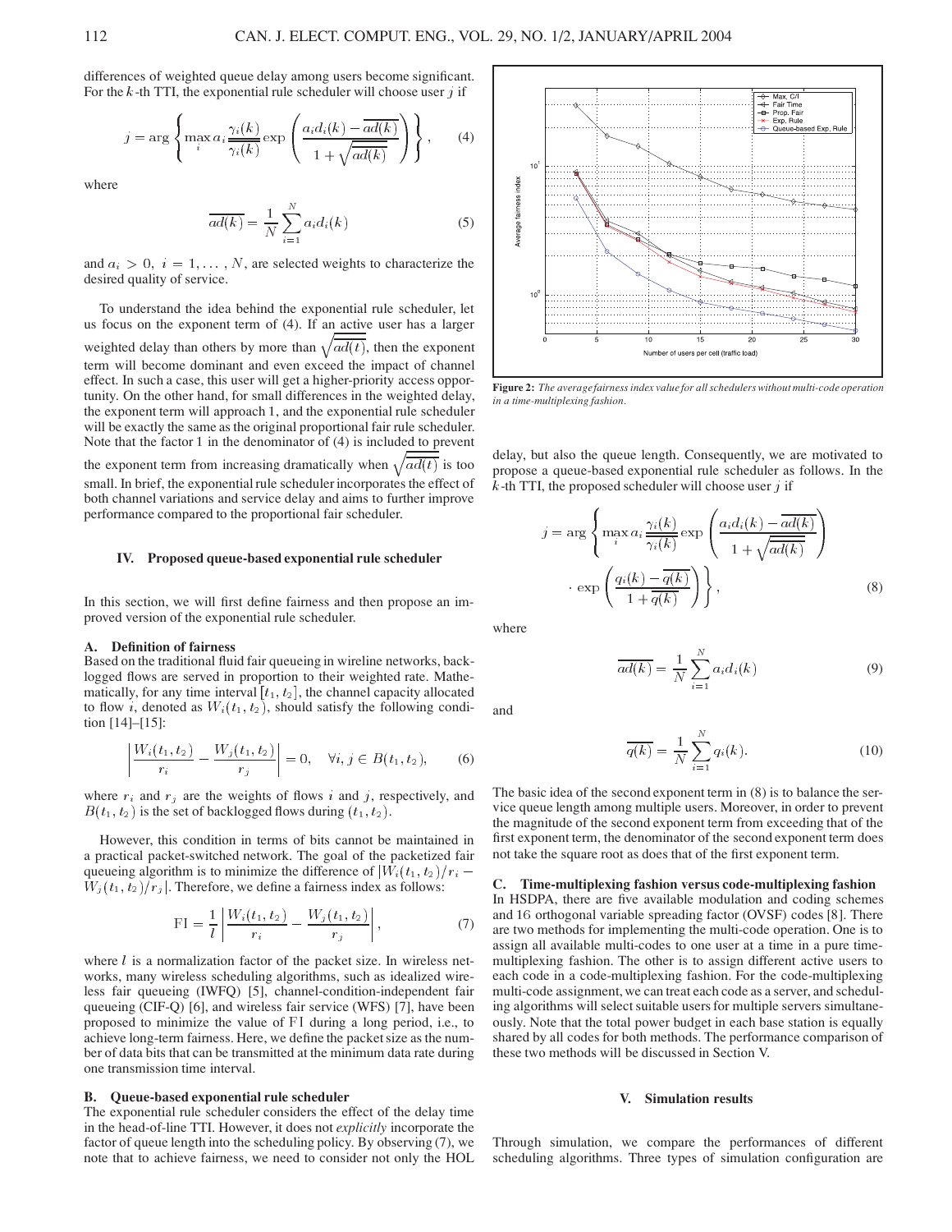differences of weighted queue delay among users become significant. For the $k$-th TTI, the exponential rule scheduler will choose user $j$ if

$$j = \arg\left\{\max_i a_i \frac{\gamma_i(k)}{\overline{\gamma_i(k)}} \exp\left(\frac{a_i d_i(k) - \overline{ad(k)}}{1+\sqrt{\overline{ad(k)}}}\right)\right\}, \quad (4)$$

where

$$\overline{ad(k)} = \frac{1}{N}\sum_{i=1}^{N} a_i d_i(k) \quad (5)$$

and $a_i > 0,\ i = 1, \ldots, N$, are selected weights to characterize the desired quality of service.

To understand the idea behind the exponential rule scheduler, let us focus on the exponent term of (4). If an active user has a larger weighted delay than others by more than $\sqrt{\overline{ad(t)}}$, then the exponent term will become dominant and even exceed the impact of channel effect. In such a case, this user will get a higher-priority access opportunity. On the other hand, for small differences in the weighted delay, the exponent term will approach 1, and the exponential rule scheduler will be exactly the same as the original proportional fair rule scheduler. Note that the factor 1 in the denominator of (4) is included to prevent the exponent term from increasing dramatically when $\sqrt{\overline{ad(t)}}$ is too small. In brief, the exponential rule scheduler incorporates the effect of both channel variations and service delay and aims to further improve performance compared to the proportional fair scheduler.

## IV. Proposed queue-based exponential rule scheduler

In this section, we will first define fairness and then propose an improved version of the exponential rule scheduler.

### A. Definition of fairness

Based on the traditional fluid fair queueing in wireline networks, backlogged flows are served in proportion to their weighted rate. Mathematically, for any time interval $[t_1, t_2]$, the channel capacity allocated to flow $i$, denoted as $W_i(t_1, t_2)$, should satisfy the following condition [14]–[15]:

$$\left|\frac{W_i(t_1,t_2)}{r_i} - \frac{W_j(t_1,t_2)}{r_j}\right| = 0, \quad \forall i,j \in B(t_1,t_2), \quad (6)$$

where $r_i$ and $r_j$ are the weights of flows $i$ and $j$, respectively, and $B(t_1, t_2)$ is the set of backlogged flows during $(t_1, t_2)$.

However, this condition in terms of bits cannot be maintained in a practical packet-switched network. The goal of the packetized fair queueing algorithm is to minimize the difference of $|W_i(t_1,t_2)/r_i - W_j(t_1,t_2)/r_j|$. Therefore, we define a fairness index as follows:

$$\mathrm{FI} = \frac{1}{l}\left|\frac{W_i(t_1,t_2)}{r_i} - \frac{W_j(t_1,t_2)}{r_j}\right|, \quad (7)$$

where $l$ is a normalization factor of the packet size. In wireless networks, many wireless scheduling algorithms, such as idealized wireless fair queueing (IWFQ) [5], channel-condition-independent fair queueing (CIF-Q) [6], and wireless fair service (WFS) [7], have been proposed to minimize the value of FI during a long period, i.e., to achieve long-term fairness. Here, we define the packet size as the number of data bits that can be transmitted at the minimum data rate during one transmission time interval.

### B. Queue-based exponential rule scheduler

The exponential rule scheduler considers the effect of the delay time in the head-of-line TTI. However, it does not *explicitly* incorporate the factor of queue length into the scheduling policy. By observing (7), we note that to achieve fairness, we need to consider not only the HOL delay, but also the queue length. Consequently, we are motivated to propose a queue-based exponential rule scheduler as follows. In the $k$-th TTI, the proposed scheduler will choose user $j$ if

$$j = \arg\left\{\max_i a_i \frac{\gamma_i(k)}{\overline{\gamma_i(k)}} \exp\left(\frac{a_i d_i(k) - \overline{ad(k)}}{1+\sqrt{\overline{ad(k)}}}\right) \cdot \exp\left(\frac{q_i(k) - \overline{q(k)}}{1+\overline{q(k)}}\right)\right\}, \quad (8)$$

where

$$\overline{ad(k)} = \frac{1}{N}\sum_{i=1}^{N} a_i d_i(k) \quad (9)$$

and

$$\overline{q(k)} = \frac{1}{N}\sum_{i=1}^{N} q_i(k). \quad (10)$$

The basic idea of the second exponent term in (8) is to balance the service queue length among multiple users. Moreover, in order to prevent the magnitude of the second exponent term from exceeding that of the first exponent term, the denominator of the second exponent term does not take the square root as does that of the first exponent term.

### C. Time-multiplexing fashion versus code-multiplexing fashion

In HSDPA, there are five available modulation and coding schemes and 16 orthogonal variable spreading factor (OVSF) codes [8]. There are two methods for implementing the multi-code operation. One is to assign all available multi-codes to one user at a time in a pure time-multiplexing fashion. The other is to assign different active users to each code in a code-multiplexing fashion. For the code-multiplexing multi-code assignment, we can treat each code as a server, and scheduling algorithms will select suitable users for multiple servers simultaneously. Note that the total power budget in each base station is equally shared by all codes for both methods. The performance comparison of these two methods will be discussed in Section V.

**Figure 2:** *The average fairness index value for all schedulers without multi-code operation in a time-multiplexing fashion.*

## V. Simulation results

Through simulation, we compare the performances of different scheduling algorithms. Three types of simulation configuration are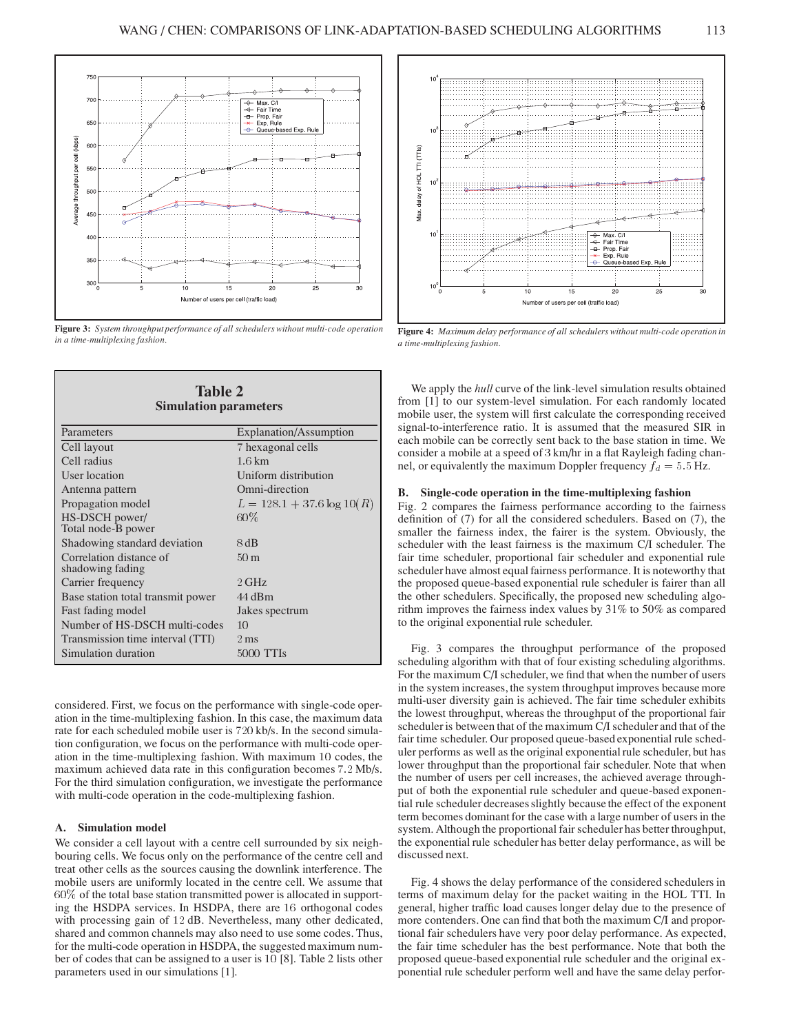750
700
650
600
550
500
450
400
350
300
0 5 10 15 20 25 30
Average throughput per cell (kbps)
Number of users per cell (traffic load)
Max. C/I
Fair Time
Prop. Fair
Exp. Rule
Queue-based Exp. Rule

**Figure 3:** *System throughput performance of all schedulers without multi-code operation in a time-multiplexing fashion.*

$10^4$
$10^3$
$10^2$
$10^1$
$10^0$
0 5 10 15 20 25 30
Max. delay of HOL TTI (TTIs)
Number of users per cell (traffic load)
Max. C/I
Fair Time
Prop. Fair
Exp. Rule
Queue-based Exp. Rule

**Figure 4:** *Maximum delay performance of all schedulers without multi-code operation in a time-multiplexing fashion.*

**Table 2**
**Simulation parameters**

| Parameters | Explanation/Assumption |
| --- | --- |
| Cell layout | 7 hexagonal cells |
| Cell radius | 1.6 km |
| User location | Uniform distribution |
| Antenna pattern | Omni-direction |
| Propagation model | $L = 128.1 + 37.6 \log 10(R)$ |
| HS-DSCH power/ Total node-B power | 60% |
| Shadowing standard deviation | 8 dB |
| Correlation distance of shadowing fading | 50 m |
| Carrier frequency | 2 GHz |
| Base station total transmit power | 44 dBm |
| Fast fading model | Jakes spectrum |
| Number of HS-DSCH multi-codes | 10 |
| Transmission time interval (TTI) | 2 ms |
| Simulation duration | 5000 TTIs |

considered. First, we focus on the performance with single-code operation in the time-multiplexing fashion. In this case, the maximum data rate for each scheduled mobile user is 720 kb/s. In the second simulation configuration, we focus on the performance with multi-code operation in the time-multiplexing fashion. With maximum 10 codes, the maximum achieved data rate in this configuration becomes 7.2 Mb/s. For the third simulation configuration, we investigate the performance with multi-code operation in the code-multiplexing fashion.

### A. Simulation model

We consider a cell layout with a centre cell surrounded by six neighbouring cells. We focus only on the performance of the centre cell and treat other cells as the sources causing the downlink interference. The mobile users are uniformly located in the centre cell. We assume that 60% of the total base station transmitted power is allocated in supporting the HSDPA services. In HSDPA, there are 16 orthogonal codes with processing gain of 12 dB. Nevertheless, many other dedicated, shared and common channels may also need to use some codes. Thus, for the multi-code operation in HSDPA, the suggested maximum number of codes that can be assigned to a user is 10 [8]. Table 2 lists other parameters used in our simulations [1].

We apply the *hull* curve of the link-level simulation results obtained from [1] to our system-level simulation. For each randomly located mobile user, the system will first calculate the corresponding received signal-to-interference ratio. It is assumed that the measured SIR in each mobile can be correctly sent back to the base station in time. We consider a mobile at a speed of 3 km/hr in a flat Rayleigh fading channel, or equivalently the maximum Doppler frequency $f_d = 5.5$ Hz.

### B. Single-code operation in the time-multiplexing fashion

Fig. 2 compares the fairness performance according to the fairness definition of (7) for all the considered schedulers. Based on (7), the smaller the fairness index, the fairer is the system. Obviously, the scheduler with the least fairness is the maximum C/I scheduler. The fair time scheduler, proportional fair scheduler and exponential rule scheduler have almost equal fairness performance. It is noteworthy that the proposed queue-based exponential rule scheduler is fairer than all the other schedulers. Specifically, the proposed new scheduling algorithm improves the fairness index values by 31% to 50% as compared to the original exponential rule scheduler.

Fig. 3 compares the throughput performance of the proposed scheduling algorithm with that of four existing scheduling algorithms. For the maximum C/I scheduler, we find that when the number of users in the system increases, the system throughput improves because more multi-user diversity gain is achieved. The fair time scheduler exhibits the lowest throughput, whereas the throughput of the proportional fair scheduler is between that of the maximum C/I scheduler and that of the fair time scheduler. Our proposed queue-based exponential rule scheduler performs as well as the original exponential rule scheduler, but has lower throughput than the proportional fair scheduler. Note that when the number of users per cell increases, the achieved average throughput of both the exponential rule scheduler and queue-based exponential rule scheduler decreases slightly because the effect of the exponent term becomes dominant for the case with a large number of users in the system. Although the proportional fair scheduler has better throughput, the exponential rule scheduler has better delay performance, as will be discussed next.

Fig. 4 shows the delay performance of the considered schedulers in terms of maximum delay for the packet waiting in the HOL TTI. In general, higher traffic load causes longer delay due to the presence of more contenders. One can find that both the maximum C/I and proportional fair schedulers have very poor delay performance. As expected, the fair time scheduler has the best performance. Note that both the proposed queue-based exponential rule scheduler and the original exponential rule scheduler perform well and have the same delay perfor-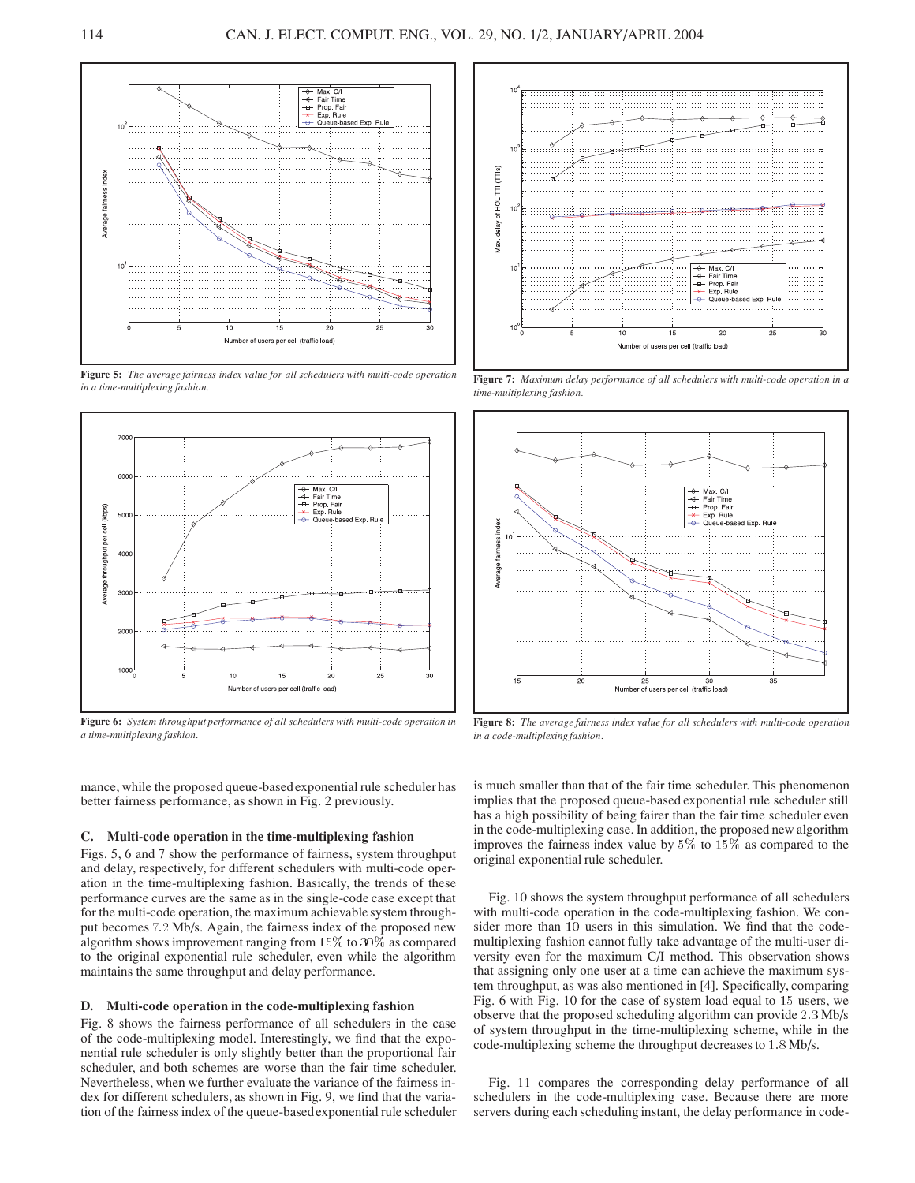**Figure 5:** *The average fairness index value for all schedulers with multi-code operation in a time-multiplexing fashion.*

**Figure 6:** *System throughput performance of all schedulers with multi-code operation in a time-multiplexing fashion.*

**Figure 7:** *Maximum delay performance of all schedulers with multi-code operation in a time-multiplexing fashion.*

**Figure 8:** *The average fairness index value for all schedulers with multi-code operation in a code-multiplexing fashion.*

mance, while the proposed queue-based exponential rule scheduler has better fairness performance, as shown in Fig. 2 previously.

### C. Multi-code operation in the time-multiplexing fashion

Figs. 5, 6 and 7 show the performance of fairness, system throughput and delay, respectively, for different schedulers with multi-code operation in the time-multiplexing fashion. Basically, the trends of these performance curves are the same as in the single-code case except that for the multi-code operation, the maximum achievable system throughput becomes 7.2 Mb/s. Again, the fairness index of the proposed new algorithm shows improvement ranging from 15% to 30% as compared to the original exponential rule scheduler, even while the algorithm maintains the same throughput and delay performance.

### D. Multi-code operation in the code-multiplexing fashion

Fig. 8 shows the fairness performance of all schedulers in the case of the code-multiplexing model. Interestingly, we find that the exponential rule scheduler is only slightly better than the proportional fair scheduler, and both schemes are worse than the fair time scheduler. Nevertheless, when we further evaluate the variance of the fairness index for different schedulers, as shown in Fig. 9, we find that the variation of the fairness index of the queue-based exponential rule scheduler is much smaller than that of the fair time scheduler. This phenomenon implies that the proposed queue-based exponential rule scheduler still has a high possibility of being fairer than the fair time scheduler even in the code-multiplexing case. In addition, the proposed new algorithm improves the fairness index value by 5% to 15% as compared to the original exponential rule scheduler.

Fig. 10 shows the system throughput performance of all schedulers with multi-code operation in the code-multiplexing fashion. We consider more than 10 users in this simulation. We find that the code-multiplexing fashion cannot fully take advantage of the multi-user diversity even for the maximum C/I method. This observation shows that assigning only one user at a time can achieve the maximum system throughput, as was also mentioned in [4]. Specifically, comparing Fig. 6 with Fig. 10 for the case of system load equal to 15 users, we observe that the proposed scheduling algorithm can provide 2.3 Mb/s of system throughput in the time-multiplexing scheme, while in the code-multiplexing scheme the throughput decreases to 1.8 Mb/s.

Fig. 11 compares the corresponding delay performance of all schedulers in the code-multiplexing case. Because there are more servers during each scheduling instant, the delay performance in code-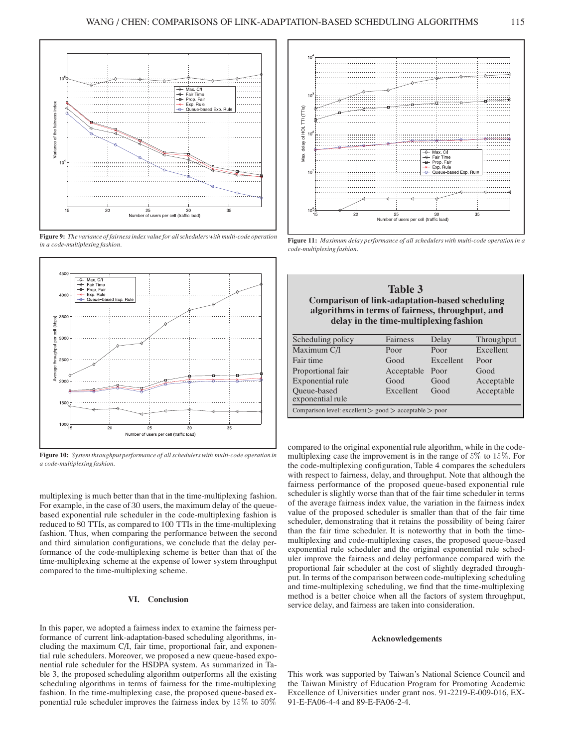**Figure 9:** *The variance of fairness index value for all schedulers with multi-code operation in a code-multiplexing fashion.*

**Figure 10:** *System throughput performance of all schedulers with multi-code operation in a code-multiplexing fashion.*

multiplexing is much better than that in the time-multiplexing fashion. For example, in the case of 30 users, the maximum delay of the queue-based exponential rule scheduler in the code-multiplexing fashion is reduced to 80 TTIs, as compared to 100 TTIs in the time-multiplexing fashion. Thus, when comparing the performance between the second and third simulation configurations, we conclude that the delay performance of the code-multiplexing scheme is better than that of the time-multiplexing scheme at the expense of lower system throughput compared to the time-multiplexing scheme.

## VI. Conclusion

In this paper, we adopted a fairness index to examine the fairness performance of current link-adaptation-based scheduling algorithms, including the maximum C/I, fair time, proportional fair, and exponential rule schedulers. Moreover, we proposed a new queue-based exponential rule scheduler for the HSDPA system. As summarized in Table 3, the proposed scheduling algorithm outperforms all the existing scheduling algorithms in terms of fairness for the time-multiplexing fashion. In the time-multiplexing case, the proposed queue-based exponential rule scheduler improves the fairness index by 15% to 50% compared to the original exponential rule algorithm, while in the code-multiplexing case the improvement is in the range of 5% to 15%. For the code-multiplexing configuration, Table 4 compares the schedulers with respect to fairness, delay, and throughput. Note that although the fairness performance of the proposed queue-based exponential rule scheduler is slightly worse than that of the fair time scheduler in terms of the average fairness index value, the variation in the fairness index value of the proposed scheduler is smaller than that of the fair time scheduler, demonstrating that it retains the possibility of being fairer than the fair time scheduler. It is noteworthy that in both the time-multiplexing and code-multiplexing cases, the proposed queue-based exponential rule scheduler and the original exponential rule scheduler improve the fairness and delay performance compared with the proportional fair scheduler at the cost of slightly degraded throughput. In terms of the comparison between code-multiplexing scheduling and time-multiplexing scheduling, we find that the time-multiplexing method is a better choice when all the factors of system throughput, service delay, and fairness are taken into consideration.

**Figure 11:** *Maximum delay performance of all schedulers with multi-code operation in a code-multiplexing fashion.*

**Table 3**
**Comparison of link-adaptation-based scheduling algorithms in terms of fairness, throughput, and delay in the time-multiplexing fashion**

| Scheduling policy | Fairness | Delay | Throughput |
|---|---|---|---|
| Maximum C/I | Poor | Poor | Excellent |
| Fair time | Good | Excellent | Poor |
| Proportional fair | Acceptable | Poor | Good |
| Exponential rule | Good | Good | Acceptable |
| Queue-based exponential rule | Excellent | Good | Acceptable |

Comparison level: excellent > good > acceptable > poor

### Acknowledgements

This work was supported by Taiwan's National Science Council and the Taiwan Ministry of Education Program for Promoting Academic Excellence of Universities under grant nos. 91-2219-E-009-016, EX-91-E-FA06-4-4 and 89-E-FA06-2-4.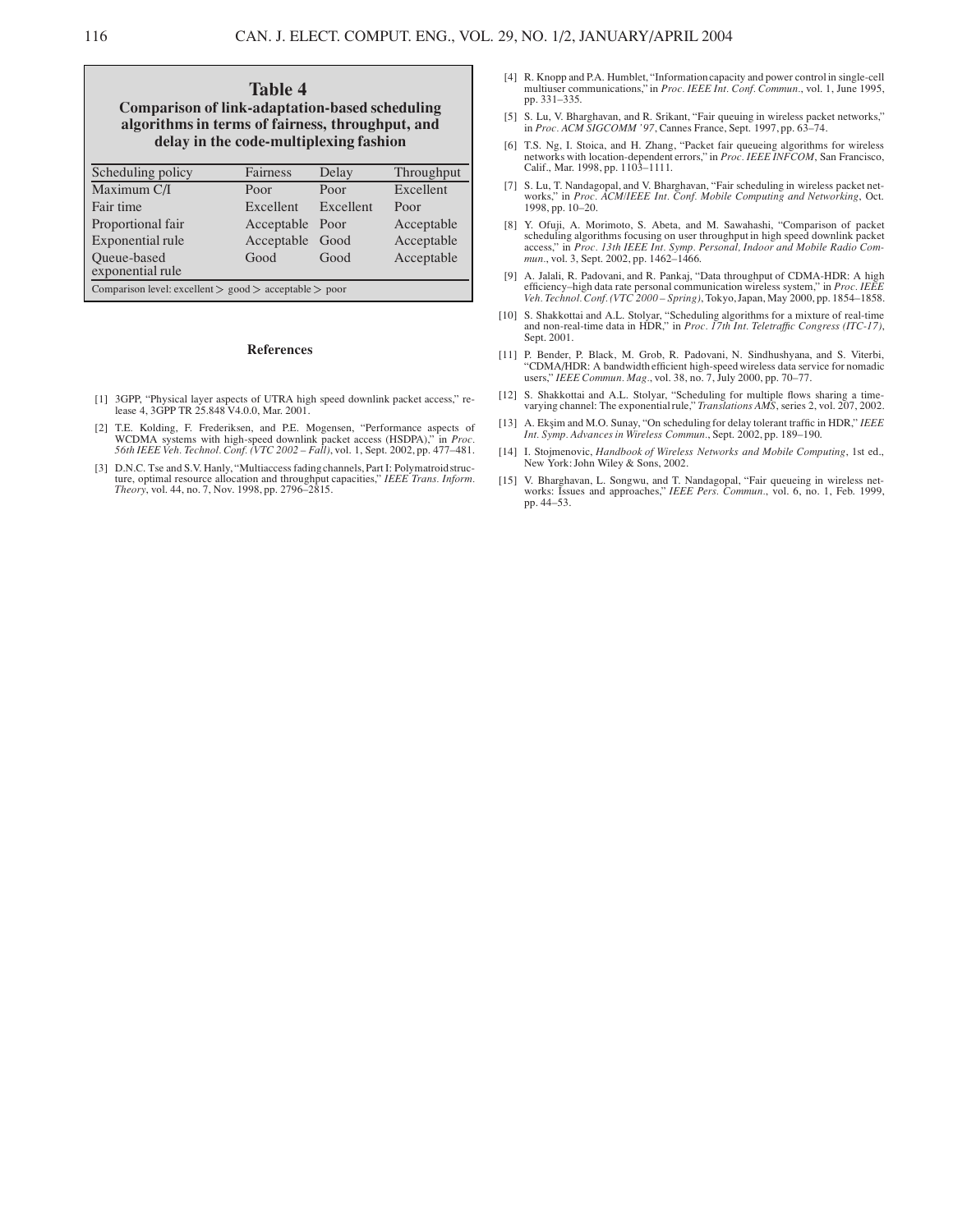**Table 4**

**Comparison of link-adaptation-based scheduling algorithms in terms of fairness, throughput, and delay in the code-multiplexing fashion**

| Scheduling policy | Fairness | Delay | Throughput |
|---|---|---|---|
| Maximum C/I | Poor | Poor | Excellent |
| Fair time | Excellent | Excellent | Poor |
| Proportional fair | Acceptable | Poor | Acceptable |
| Exponential rule | Acceptable | Good | Acceptable |
| Queue-based exponential rule | Good | Good | Acceptable |

Comparison level: excellent > good > acceptable > poor

## References

[1] 3GPP, "Physical layer aspects of UTRA high speed downlink packet access," release 4, 3GPP TR 25.848 V4.0.0, Mar. 2001.

[2] T.E. Kolding, F. Frederiksen, and P.E. Mogensen, "Performance aspects of WCDMA systems with high-speed downlink packet access (HSDPA)," in *Proc. 56th IEEE Veh. Technol. Conf. (VTC 2002 – Fall)*, vol. 1, Sept. 2002, pp. 477–481.

[3] D.N.C. Tse and S.V. Hanly, "Multiaccess fading channels, Part I: Polymatroid structure, optimal resource allocation and throughput capacities," *IEEE Trans. Inform. Theory*, vol. 44, no. 7, Nov. 1998, pp. 2796–2815.

[4] R. Knopp and P.A. Humblet, "Information capacity and power control in single-cell multiuser communications," in *Proc. IEEE Int. Conf. Commun.*, vol. 1, June 1995, pp. 331–335.

[5] S. Lu, V. Bharghavan, and R. Srikant, "Fair queuing in wireless packet networks," in *Proc. ACM SIGCOMM '97*, Cannes France, Sept. 1997, pp. 63–74.

[6] T.S. Ng, I. Stoica, and H. Zhang, "Packet fair queueing algorithms for wireless networks with location-dependent errors," in *Proc. IEEE INFCOM*, San Francisco, Calif., Mar. 1998, pp. 1103–1111.

[7] S. Lu, T. Nandagopal, and V. Bharghavan, "Fair scheduling in wireless packet networks," in *Proc. ACM/IEEE Int. Conf. Mobile Computing and Networking*, Oct. 1998, pp. 10–20.

[8] Y. Ofuji, A. Morimoto, S. Abeta, and M. Sawahashi, "Comparison of packet scheduling algorithms focusing on user throughput in high speed downlink packet access," in *Proc. 13th IEEE Int. Symp. Personal, Indoor and Mobile Radio Commun.*, vol. 3, Sept. 2002, pp. 1462–1466.

[9] A. Jalali, R. Padovani, and R. Pankaj, "Data throughput of CDMA-HDR: A high efficiency–high data rate personal communication wireless system," in *Proc. IEEE Veh. Technol. Conf. (VTC 2000 – Spring)*, Tokyo, Japan, May 2000, pp. 1854–1858.

[10] S. Shakkottai and A.L. Stolyar, "Scheduling algorithms for a mixture of real-time and non-real-time data in HDR," in *Proc. 17th Int. Teletraffic Congress (ITC-17)*, Sept. 2001.

[11] P. Bender, P. Black, M. Grob, R. Padovani, N. Sindhushyana, and S. Viterbi, "CDMA/HDR: A bandwidth efficient high-speed wireless data service for nomadic users," *IEEE Commun. Mag.*, vol. 38, no. 7, July 2000, pp. 70–77.

[12] S. Shakkottai and A.L. Stolyar, "Scheduling for multiple flows sharing a time-varying channel: The exponential rule," *Translations AMS*, series 2, vol. 207, 2002.

[13] A. Ekşim and M.O. Sunay, "On scheduling for delay tolerant traffic in HDR," *IEEE Int. Symp. Advances in Wireless Commun.*, Sept. 2002, pp. 189–190.

[14] I. Stojmenovic, *Handbook of Wireless Networks and Mobile Computing*, 1st ed., New York: John Wiley & Sons, 2002.

[15] V. Bharghavan, L. Songwu, and T. Nandagopal, "Fair queueing in wireless networks: Issues and approaches," *IEEE Pers. Commun.*, vol. 6, no. 1, Feb. 1999, pp. 44–53.